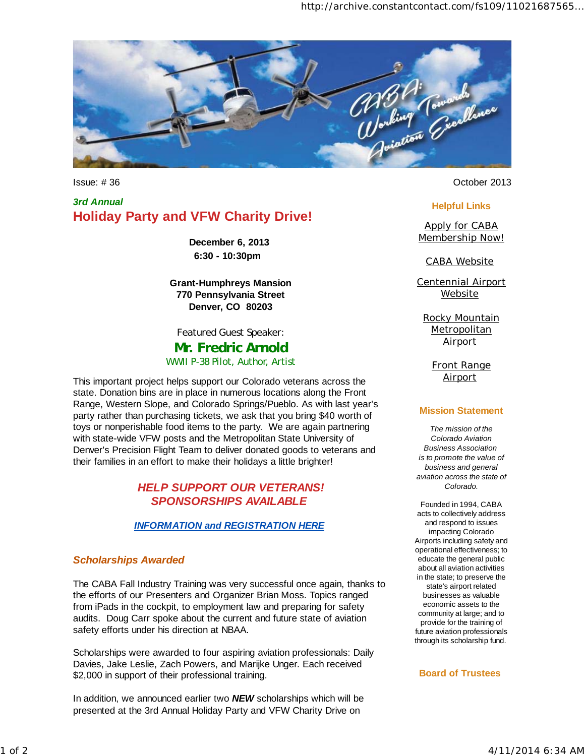Issue: # 36

October 2013

*3rd Annual*

## Holiday Party and VFW Charity Drive!

**December 6, 2013**
**6:30 - 10:30pm**

**Grant-Humphreys Mansion**
**770 Pennsylvania Street**
**Denver, CO 80203**

Featured Guest Speaker:

**Mr. Fredric Arnold**

WWII P-38 Pilot, Author, Artist

This important project helps support our Colorado veterans across the state. Donation bins are in place in numerous locations along the Front Range, Western Slope, and Colorado Springs/Pueblo. As with last year's party rather than purchasing tickets, we ask that you bring $40 worth of toys or nonperishable food items to the party. We are again partnering with state-wide VFW posts and the Metropolitan State University of Denver's Precision Flight Team to deliver donated goods to veterans and their families in an effort to make their holidays a little brighter!

***HELP SUPPORT OUR VETERANS!***
***SPONSORSHIPS AVAILABLE***

***INFORMATION and REGISTRATION HERE***

### *Scholarships Awarded*

The CABA Fall Industry Training was very successful once again, thanks to the efforts of our Presenters and Organizer Brian Moss. Topics ranged from iPads in the cockpit, to employment law and preparing for safety audits. Doug Carr spoke about the current and future state of aviation safety efforts under his direction at NBAA.

Scholarships were awarded to four aspiring aviation professionals: Daily Davies, Jake Leslie, Zach Powers, and Marijke Unger. Each received $2,000 in support of their professional training.

In addition, we announced earlier two ***NEW*** scholarships which will be presented at the 3rd Annual Holiday Party and VFW Charity Drive on

### Helpful Links

- Apply for CABA Membership Now!
- CABA Website
- Centennial Airport Website
- Rocky Mountain Metropolitan Airport
- Front Range Airport

### Mission Statement

*The mission of the Colorado Aviation Business Association is to promote the value of business and general aviation across the state of Colorado.*

Founded in 1994, CABA acts to collectively address and respond to issues impacting Colorado Airports including safety and operational effectiveness; to educate the general public about all aviation activities in the state; to preserve the state's airport related businesses as valuable economic assets to the community at large; and to provide for the training of future aviation professionals through its scholarship fund.

### Board of Trustees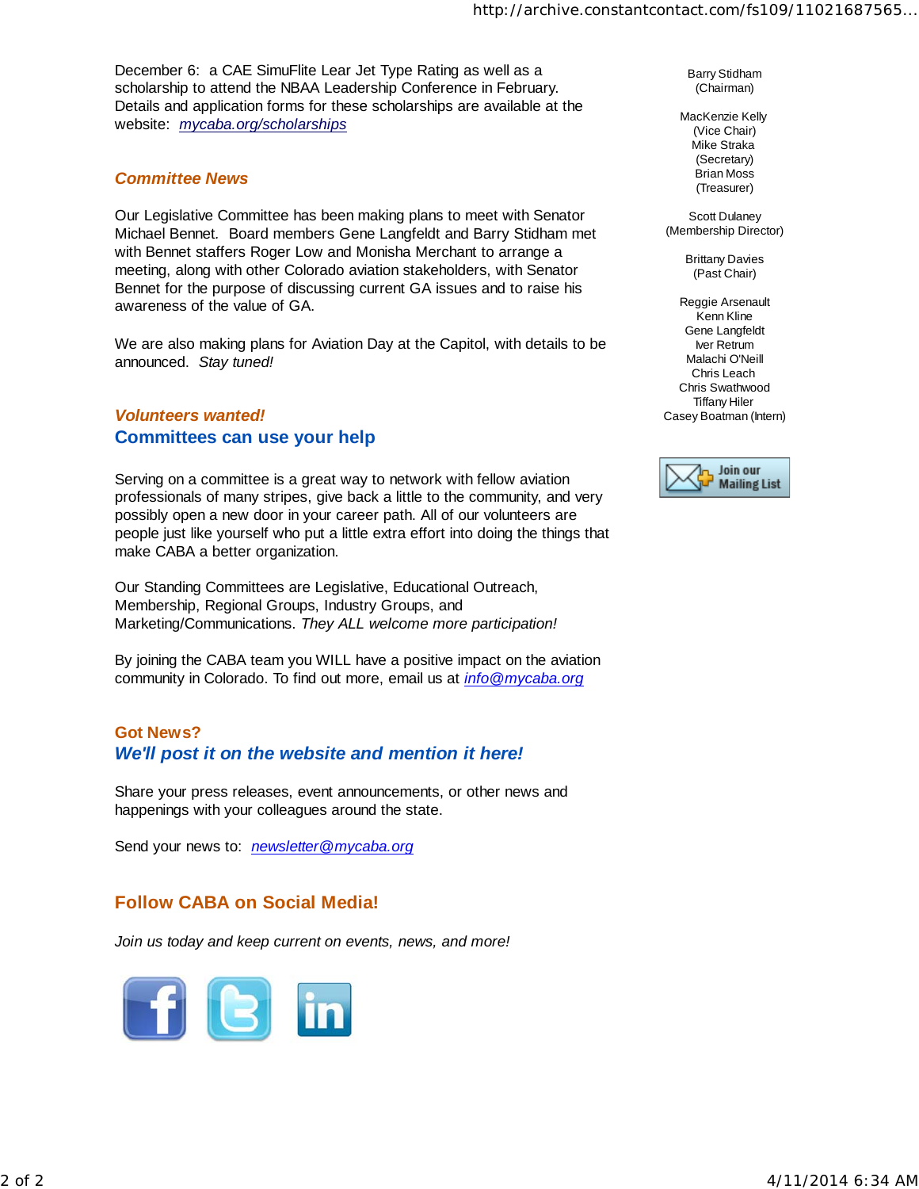December 6: a CAE SimuFlite Lear Jet Type Rating as well as a scholarship to attend the NBAA Leadership Conference in February. Details and application forms for these scholarships are available at the website: [mycaba.org/scholarships](mycaba.org/scholarships)

### *Committee News*

Our Legislative Committee has been making plans to meet with Senator Michael Bennet. Board members Gene Langfeldt and Barry Stidham met with Bennet staffers Roger Low and Monisha Merchant to arrange a meeting, along with other Colorado aviation stakeholders, with Senator Bennet for the purpose of discussing current GA issues and to raise his awareness of the value of GA.

We are also making plans for Aviation Day at the Capitol, with details to be announced. *Stay tuned!*

### *Volunteers wanted!*

## Committees can use your help

Serving on a committee is a great way to network with fellow aviation professionals of many stripes, give back a little to the community, and very possibly open a new door in your career path. All of our volunteers are people just like yourself who put a little extra effort into doing the things that make CABA a better organization.

Our Standing Committees are Legislative, Educational Outreach, Membership, Regional Groups, Industry Groups, and Marketing/Communications. *They ALL welcome more participation!*

By joining the CABA team you WILL have a positive impact on the aviation community in Colorado. To find out more, email us at [info@mycaba.org](mailto:info@mycaba.org)

### Got News?

## *We'll post it on the website and mention it here!*

Share your press releases, event announcements, or other news and happenings with your colleagues around the state.

Send your news to: [newsletter@mycaba.org](mailto:newsletter@mycaba.org)

### Follow CABA on Social Media!

*Join us today and keep current on events, news, and more!*

Barry Stidham
(Chairman)

MacKenzie Kelly
(Vice Chair)
Mike Straka
(Secretary)
Brian Moss
(Treasurer)

Scott Dulaney
(Membership Director)

Brittany Davies
(Past Chair)

Reggie Arsenault
Kenn Kline
Gene Langfeldt
Iver Retrum
Malachi O'Neill
Chris Leach
Chris Swathwood
Tiffany Hiler
Casey Boatman (Intern)

Join our Mailing List